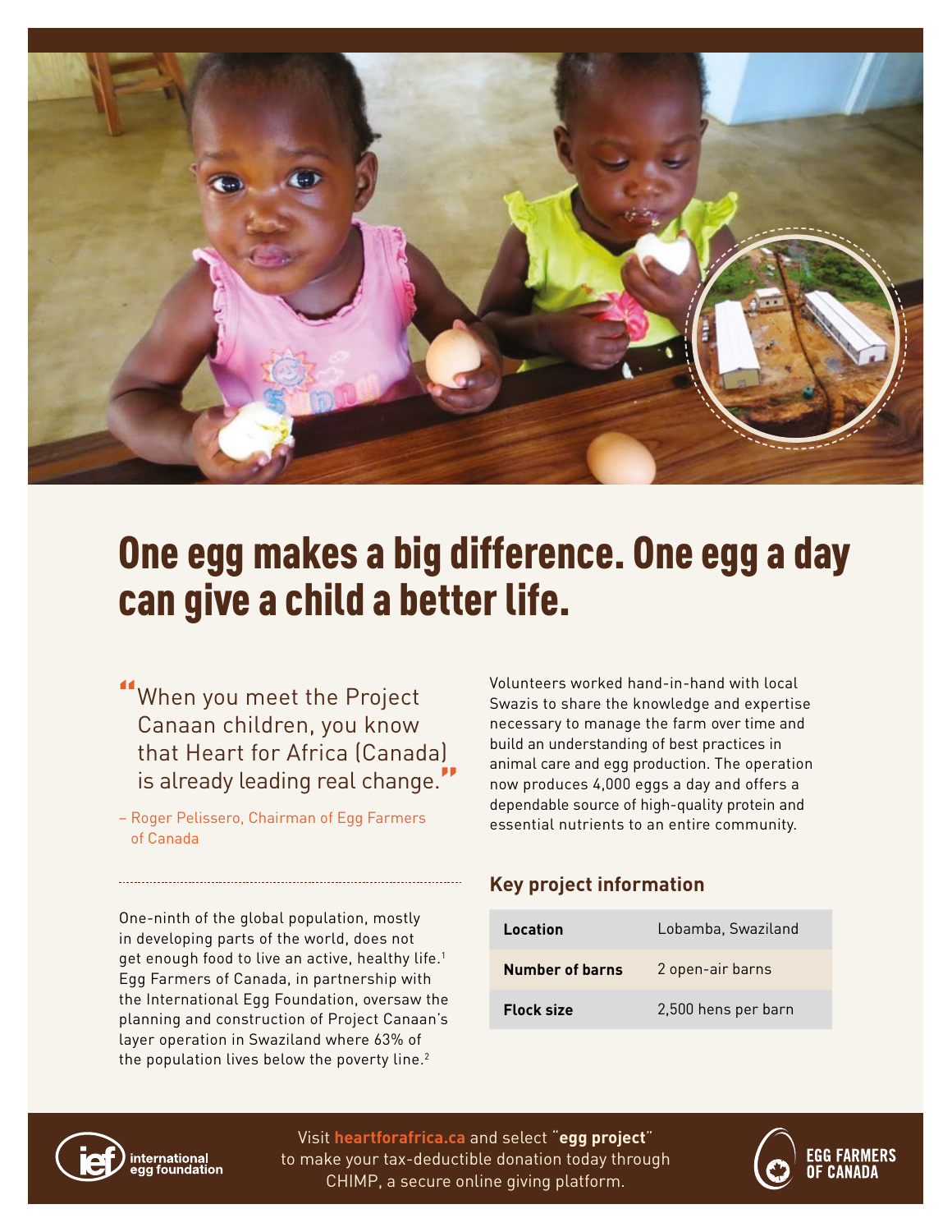# One egg makes a big difference. One egg a day can give a child a better life.

"When you meet the Project Canaan children, you know that Heart for Africa (Canada) is already leading real change."

– Roger Pelissero, Chairman of Egg Farmers of Canada

One-ninth of the global population, mostly in developing parts of the world, does not get enough food to live an active, healthy life.[1] Egg Farmers of Canada, in partnership with the International Egg Foundation, oversaw the planning and construction of Project Canaan's layer operation in Swaziland where 63% of the population lives below the poverty line.[2]

Volunteers worked hand-in-hand with local Swazis to share the knowledge and expertise necessary to manage the farm over time and build an understanding of best practices in animal care and egg production. The operation now produces 4,000 eggs a day and offers a dependable source of high-quality protein and essential nutrients to an entire community.

## Key project information

| | |
|---|---|
| **Location** | Lobamba, Swaziland |
| **Number of barns** | 2 open-air barns |
| **Flock size** | 2,500 hens per barn |

international egg foundation

Visit **heartforafrica.ca** and select "**egg project**" to make your tax-deductible donation today through CHIMP, a secure online giving platform.

EGG FARMERS OF CANADA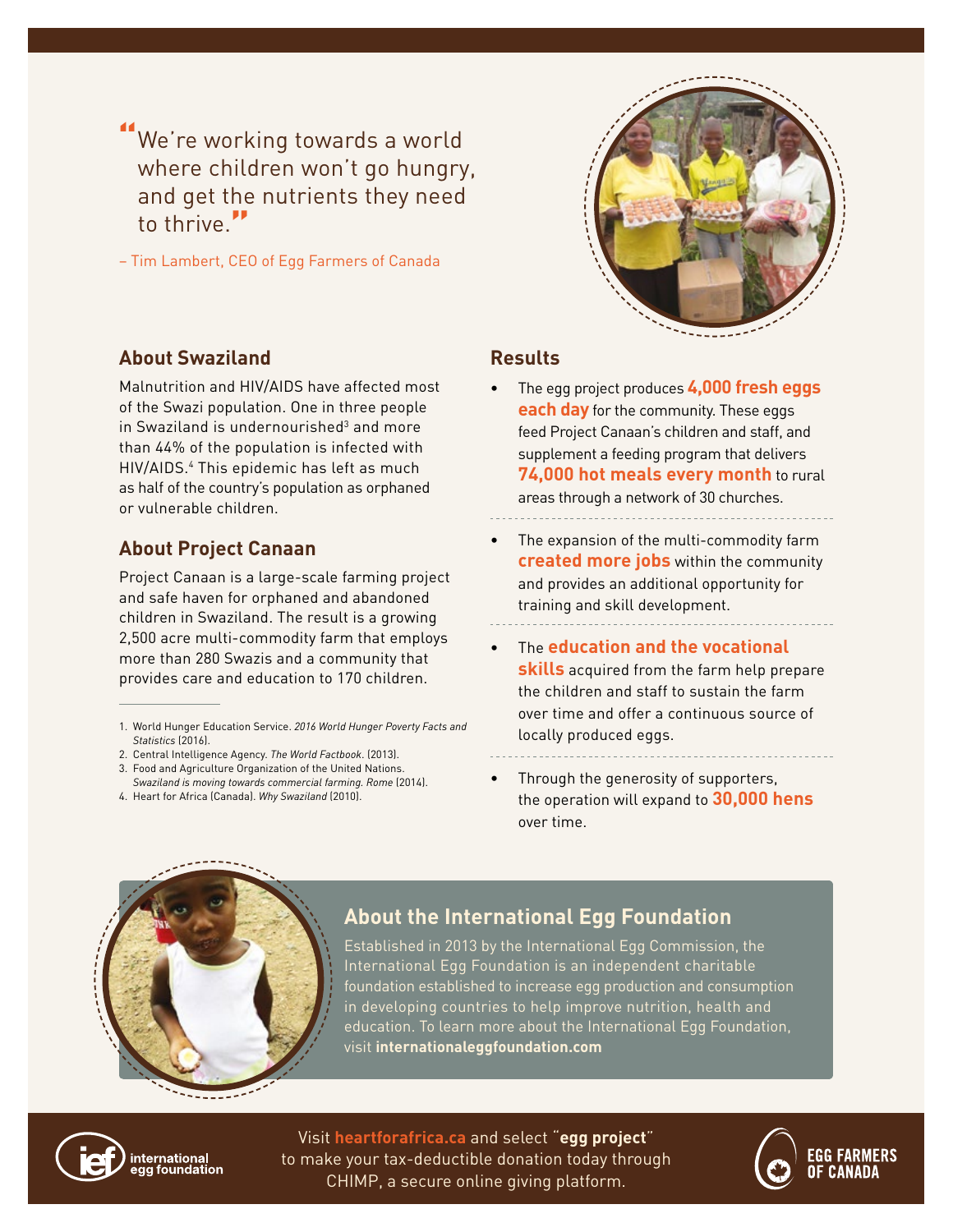"We're working towards a world where children won't go hungry, and get the nutrients they need to thrive."

– Tim Lambert, CEO of Egg Farmers of Canada

## About Swaziland

Malnutrition and HIV/AIDS have affected most of the Swazi population. One in three people in Swaziland is undernourished[3] and more than 44% of the population is infected with HIV/AIDS.[4] This epidemic has left as much as half of the country's population as orphaned or vulnerable children.

## About Project Canaan

Project Canaan is a large-scale farming project and safe haven for orphaned and abandoned children in Swaziland. The result is a growing 2,500 acre multi-commodity farm that employs more than 280 Swazis and a community that provides care and education to 170 children.

1. World Hunger Education Service. *2016 World Hunger Poverty Facts and Statistics* (2016).
2. Central Intelligence Agency. *The World Factbook*. (2013).
3. Food and Agriculture Organization of the United Nations. *Swaziland is moving towards commercial farming. Rome* (2014).
4. Heart for Africa (Canada). *Why Swaziland* (2010).

## Results

- The egg project produces **4,000 fresh eggs each day** for the community. These eggs feed Project Canaan's children and staff, and supplement a feeding program that delivers **74,000 hot meals every month** to rural areas through a network of 30 churches.
- The expansion of the multi-commodity farm **created more jobs** within the community and provides an additional opportunity for training and skill development.
- The **education and the vocational skills** acquired from the farm help prepare the children and staff to sustain the farm over time and offer a continuous source of locally produced eggs.
- Through the generosity of supporters, the operation will expand to **30,000 hens** over time.

## About the International Egg Foundation

Established in 2013 by the International Egg Commission, the International Egg Foundation is an independent charitable foundation established to increase egg production and consumption in developing countries to help improve nutrition, health and education. To learn more about the International Egg Foundation, visit **internationaleggfoundation.com**

Visit **heartforafrica.ca** and select "**egg project**" to make your tax-deductible donation today through CHIMP, a secure online giving platform.

international egg foundation

EGG FARMERS OF CANADA